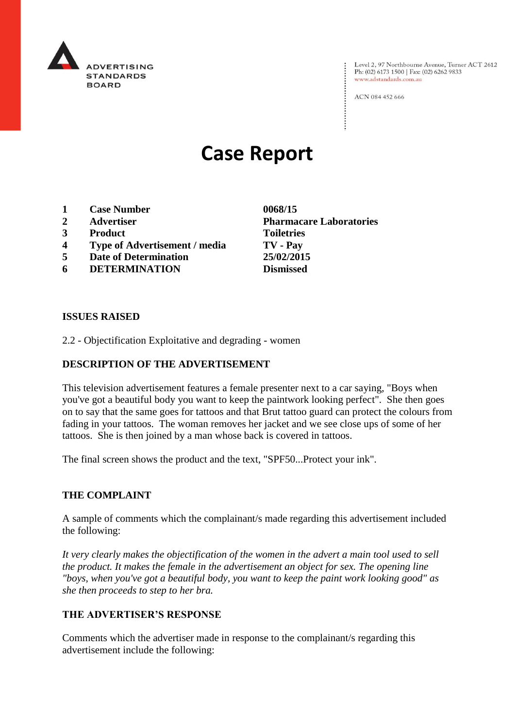ADVERTISING STANDARDS BOARD

Level 2, 97 Northbourne Avenue, Turner ACT 2612
Ph: (02) 6173 1500 | Fax: (02) 6262 9833
www.adstandards.com.au

ACN 084 452 666

# Case Report

| | | |
|---|---|---|
| **1** | **Case Number** | **0068/15** |
| **2** | **Advertiser** | **Pharmacare Laboratories** |
| **3** | **Product** | **Toiletries** |
| **4** | **Type of Advertisement / media** | **TV - Pay** |
| **5** | **Date of Determination** | **25/02/2015** |
| **6** | **DETERMINATION** | **Dismissed** |

**ISSUES RAISED**

2.2 - Objectification Exploitative and degrading - women

**DESCRIPTION OF THE ADVERTISEMENT**

This television advertisement features a female presenter next to a car saying, "Boys when you've got a beautiful body you want to keep the paintwork looking perfect". She then goes on to say that the same goes for tattoos and that Brut tattoo guard can protect the colours from fading in your tattoos. The woman removes her jacket and we see close ups of some of her tattoos. She is then joined by a man whose back is covered in tattoos.

The final screen shows the product and the text, "SPF50...Protect your ink".

**THE COMPLAINT**

A sample of comments which the complainant/s made regarding this advertisement included the following:

*It very clearly makes the objectification of the women in the advert a main tool used to sell the product. It makes the female in the advertisement an object for sex. The opening line "boys, when you've got a beautiful body, you want to keep the paint work looking good" as she then proceeds to step to her bra.*

**THE ADVERTISER'S RESPONSE**

Comments which the advertiser made in response to the complainant/s regarding this advertisement include the following: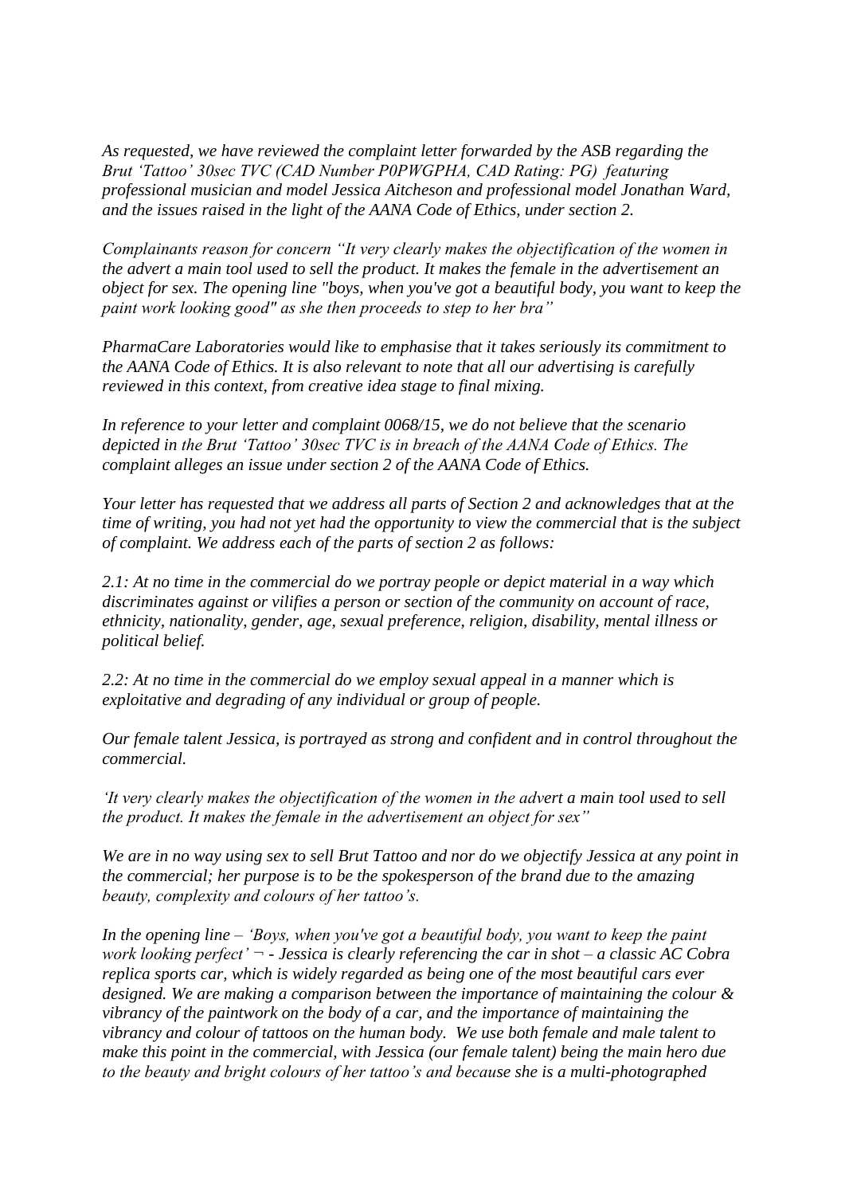*As requested, we have reviewed the complaint letter forwarded by the ASB regarding the Brut 'Tattoo' 30sec TVC (CAD Number P0PWGPHA, CAD Rating: PG) featuring professional musician and model Jessica Aitcheson and professional model Jonathan Ward, and the issues raised in the light of the AANA Code of Ethics, under section 2.*

*Complainants reason for concern "It very clearly makes the objectification of the women in the advert a main tool used to sell the product. It makes the female in the advertisement an object for sex. The opening line "boys, when you've got a beautiful body, you want to keep the paint work looking good" as she then proceeds to step to her bra"*

*PharmaCare Laboratories would like to emphasise that it takes seriously its commitment to the AANA Code of Ethics. It is also relevant to note that all our advertising is carefully reviewed in this context, from creative idea stage to final mixing.*

*In reference to your letter and complaint 0068/15, we do not believe that the scenario depicted in the Brut 'Tattoo' 30sec TVC is in breach of the AANA Code of Ethics. The complaint alleges an issue under section 2 of the AANA Code of Ethics.*

*Your letter has requested that we address all parts of Section 2 and acknowledges that at the time of writing, you had not yet had the opportunity to view the commercial that is the subject of complaint. We address each of the parts of section 2 as follows:*

*2.1: At no time in the commercial do we portray people or depict material in a way which discriminates against or vilifies a person or section of the community on account of race, ethnicity, nationality, gender, age, sexual preference, religion, disability, mental illness or political belief.*

*2.2: At no time in the commercial do we employ sexual appeal in a manner which is exploitative and degrading of any individual or group of people.*

*Our female talent Jessica, is portrayed as strong and confident and in control throughout the commercial.*

*'It very clearly makes the objectification of the women in the advert a main tool used to sell the product. It makes the female in the advertisement an object for sex"*

*We are in no way using sex to sell Brut Tattoo and nor do we objectify Jessica at any point in the commercial; her purpose is to be the spokesperson of the brand due to the amazing beauty, complexity and colours of her tattoo's.*

*In the opening line – 'Boys, when you've got a beautiful body, you want to keep the paint work looking perfect' ¬ - Jessica is clearly referencing the car in shot – a classic AC Cobra replica sports car, which is widely regarded as being one of the most beautiful cars ever designed. We are making a comparison between the importance of maintaining the colour & vibrancy of the paintwork on the body of a car, and the importance of maintaining the vibrancy and colour of tattoos on the human body. We use both female and male talent to make this point in the commercial, with Jessica (our female talent) being the main hero due to the beauty and bright colours of her tattoo's and because she is a multi-photographed*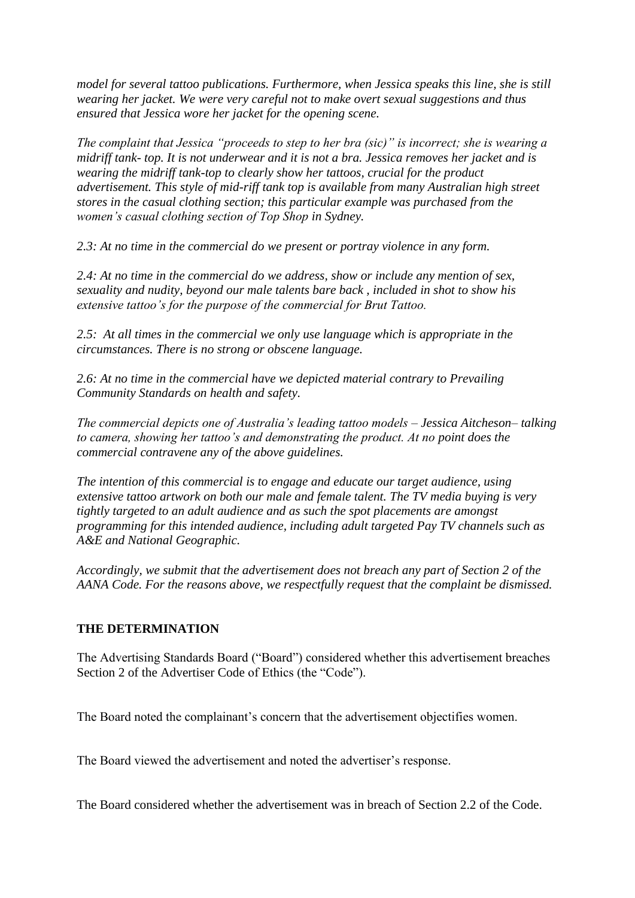*model for several tattoo publications. Furthermore, when Jessica speaks this line, she is still wearing her jacket. We were very careful not to make overt sexual suggestions and thus ensured that Jessica wore her jacket for the opening scene.*

*The complaint that Jessica "proceeds to step to her bra (sic)" is incorrect; she is wearing a midriff tank- top. It is not underwear and it is not a bra. Jessica removes her jacket and is wearing the midriff tank-top to clearly show her tattoos, crucial for the product advertisement. This style of mid-riff tank top is available from many Australian high street stores in the casual clothing section; this particular example was purchased from the women's casual clothing section of Top Shop in Sydney.*

*2.3: At no time in the commercial do we present or portray violence in any form.*

*2.4: At no time in the commercial do we address, show or include any mention of sex, sexuality and nudity, beyond our male talents bare back , included in shot to show his extensive tattoo's for the purpose of the commercial for Brut Tattoo.*

*2.5: At all times in the commercial we only use language which is appropriate in the circumstances. There is no strong or obscene language.*

*2.6: At no time in the commercial have we depicted material contrary to Prevailing Community Standards on health and safety.*

*The commercial depicts one of Australia's leading tattoo models – Jessica Aitcheson– talking to camera, showing her tattoo's and demonstrating the product. At no point does the commercial contravene any of the above guidelines.*

*The intention of this commercial is to engage and educate our target audience, using extensive tattoo artwork on both our male and female talent. The TV media buying is very tightly targeted to an adult audience and as such the spot placements are amongst programming for this intended audience, including adult targeted Pay TV channels such as A&E and National Geographic.*

*Accordingly, we submit that the advertisement does not breach any part of Section 2 of the AANA Code. For the reasons above, we respectfully request that the complaint be dismissed.*

## THE DETERMINATION

The Advertising Standards Board ("Board") considered whether this advertisement breaches Section 2 of the Advertiser Code of Ethics (the "Code").

The Board noted the complainant's concern that the advertisement objectifies women.

The Board viewed the advertisement and noted the advertiser's response.

The Board considered whether the advertisement was in breach of Section 2.2 of the Code.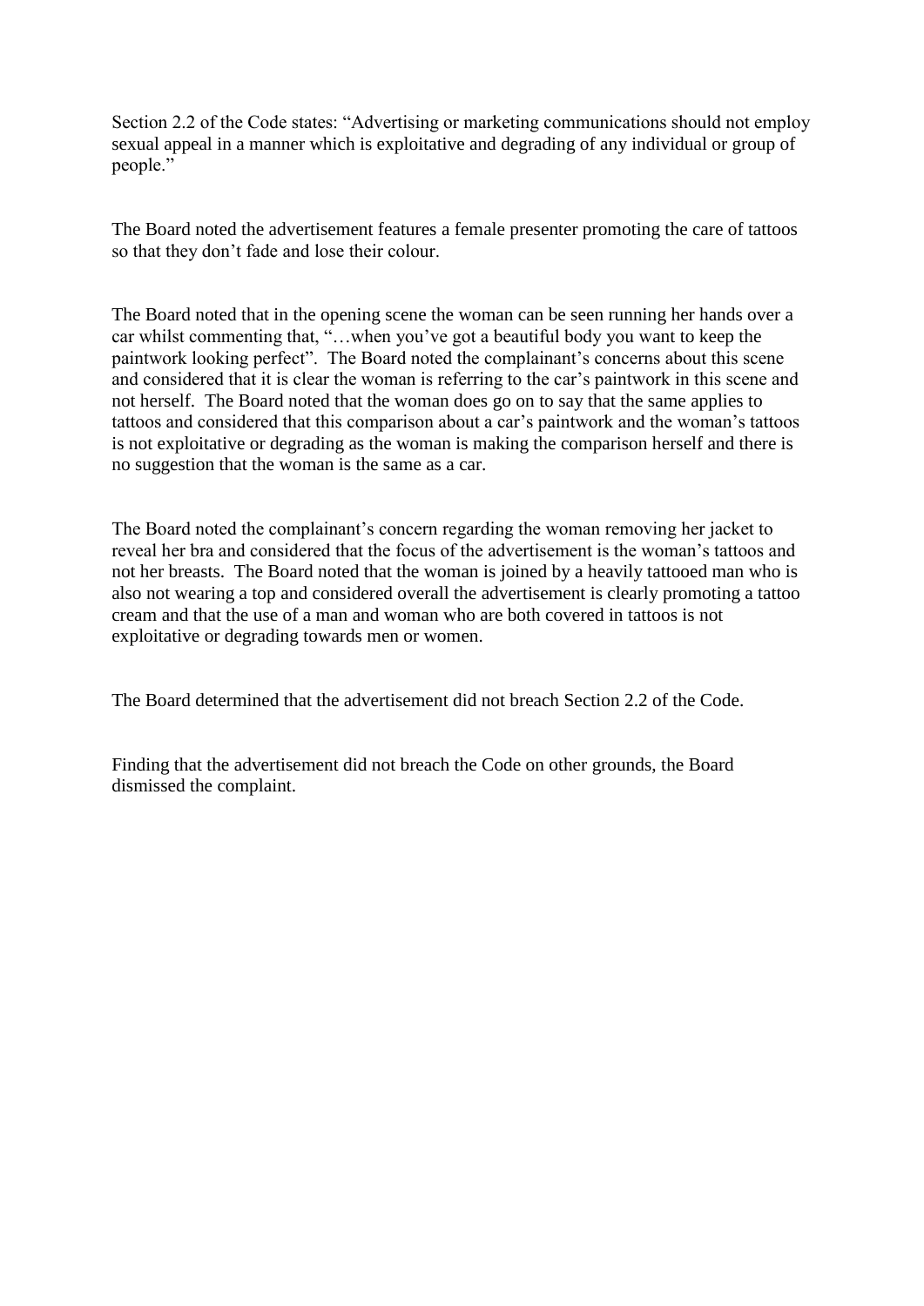Section 2.2 of the Code states: "Advertising or marketing communications should not employ sexual appeal in a manner which is exploitative and degrading of any individual or group of people."

The Board noted the advertisement features a female presenter promoting the care of tattoos so that they don't fade and lose their colour.

The Board noted that in the opening scene the woman can be seen running her hands over a car whilst commenting that, "…when you've got a beautiful body you want to keep the paintwork looking perfect". The Board noted the complainant's concerns about this scene and considered that it is clear the woman is referring to the car's paintwork in this scene and not herself. The Board noted that the woman does go on to say that the same applies to tattoos and considered that this comparison about a car's paintwork and the woman's tattoos is not exploitative or degrading as the woman is making the comparison herself and there is no suggestion that the woman is the same as a car.

The Board noted the complainant's concern regarding the woman removing her jacket to reveal her bra and considered that the focus of the advertisement is the woman's tattoos and not her breasts. The Board noted that the woman is joined by a heavily tattooed man who is also not wearing a top and considered overall the advertisement is clearly promoting a tattoo cream and that the use of a man and woman who are both covered in tattoos is not exploitative or degrading towards men or women.

The Board determined that the advertisement did not breach Section 2.2 of the Code.

Finding that the advertisement did not breach the Code on other grounds, the Board dismissed the complaint.